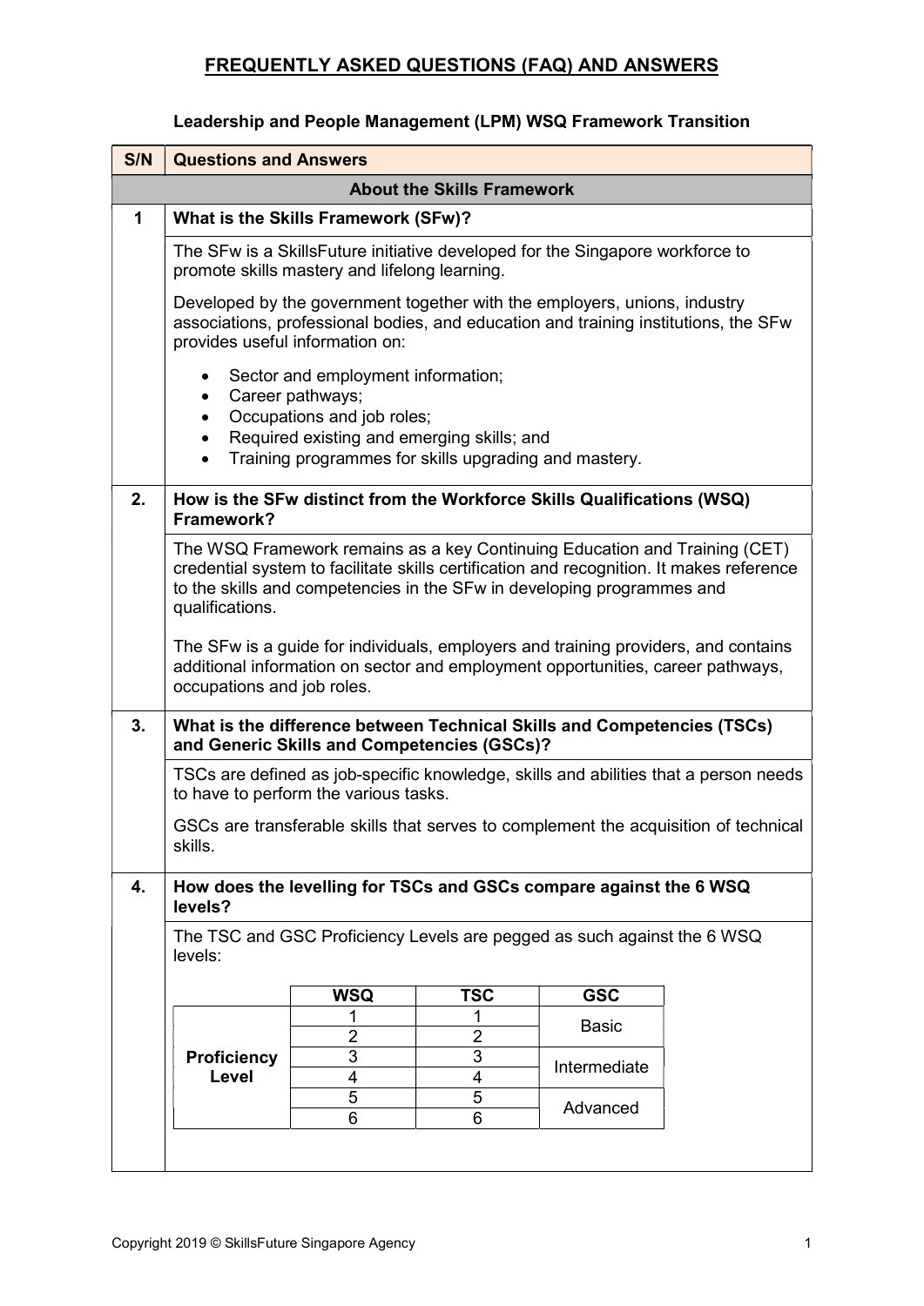# FREQUENTLY ASKED QUESTIONS (FAQ) AND ANSWERS

## Leadership and People Management (LPM) WSQ Framework Transition

| S/N | Questions and Answers |
| --- | --- |
| | **About the Skills Framework** |
| **1** | **What is the Skills Framework (SFw)?** |

The SFw is a SkillsFuture initiative developed for the Singapore workforce to promote skills mastery and lifelong learning.

Developed by the government together with the employers, unions, industry associations, professional bodies, and education and training institutions, the SFw provides useful information on:

- Sector and employment information;
- Career pathways;
- Occupations and job roles;
- Required existing and emerging skills; and
- Training programmes for skills upgrading and mastery.

**2. How is the SFw distinct from the Workforce Skills Qualifications (WSQ) Framework?**

The WSQ Framework remains as a key Continuing Education and Training (CET) credential system to facilitate skills certification and recognition. It makes reference to the skills and competencies in the SFw in developing programmes and qualifications.

The SFw is a guide for individuals, employers and training providers, and contains additional information on sector and employment opportunities, career pathways, occupations and job roles.

**3. What is the difference between Technical Skills and Competencies (TSCs) and Generic Skills and Competencies (GSCs)?**

TSCs are defined as job-specific knowledge, skills and abilities that a person needs to have to perform the various tasks.

GSCs are transferable skills that serves to complement the acquisition of technical skills.

**4. How does the levelling for TSCs and GSCs compare against the 6 WSQ levels?**

The TSC and GSC Proficiency Levels are pegged as such against the 6 WSQ levels:

| | WSQ | TSC | GSC |
| --- | --- | --- | --- |
| **Proficiency Level** | 1 | 1 | Basic |
| | 2 | 2 | |
| | 3 | 3 | Intermediate |
| | 4 | 4 | |
| | 5 | 5 | Advanced |
| | 6 | 6 | |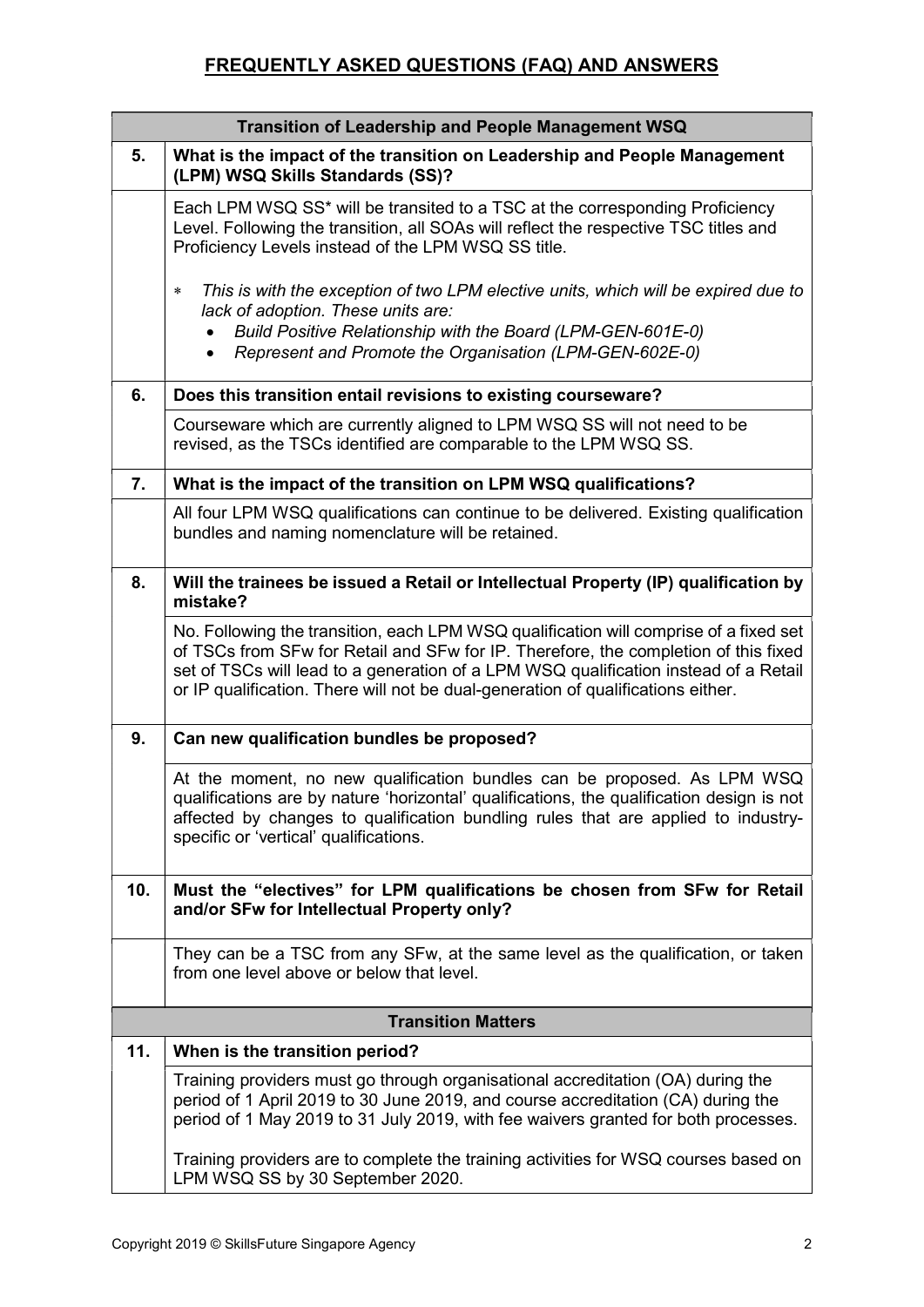## FREQUENTLY ASKED QUESTIONS (FAQ) AND ANSWERS

| | |
|---|---|
| **Transition of Leadership and People Management WSQ** | |
| **5.** | **What is the impact of the transition on Leadership and People Management (LPM) WSQ Skills Standards (SS)?** |
| | Each LPM WSQ SS* will be transited to a TSC at the corresponding Proficiency Level. Following the transition, all SOAs will reflect the respective TSC titles and Proficiency Levels instead of the LPM WSQ SS title.<br><br>* *This is with the exception of two LPM elective units, which will be expired due to lack of adoption. These units are:*<br>• *Build Positive Relationship with the Board (LPM-GEN-601E-0)*<br>• *Represent and Promote the Organisation (LPM-GEN-602E-0)* |
| **6.** | **Does this transition entail revisions to existing courseware?** |
| | Courseware which are currently aligned to LPM WSQ SS will not need to be revised, as the TSCs identified are comparable to the LPM WSQ SS. |
| **7.** | **What is the impact of the transition on LPM WSQ qualifications?** |
| | All four LPM WSQ qualifications can continue to be delivered. Existing qualification bundles and naming nomenclature will be retained. |
| **8.** | **Will the trainees be issued a Retail or Intellectual Property (IP) qualification by mistake?** |
| | No. Following the transition, each LPM WSQ qualification will comprise of a fixed set of TSCs from SFw for Retail and SFw for IP. Therefore, the completion of this fixed set of TSCs will lead to a generation of a LPM WSQ qualification instead of a Retail or IP qualification. There will not be dual-generation of qualifications either. |
| **9.** | **Can new qualification bundles be proposed?** |
| | At the moment, no new qualification bundles can be proposed. As LPM WSQ qualifications are by nature 'horizontal' qualifications, the qualification design is not affected by changes to qualification bundling rules that are applied to industry-specific or 'vertical' qualifications. |
| **10.** | **Must the "electives" for LPM qualifications be chosen from SFw for Retail and/or SFw for Intellectual Property only?** |
| | They can be a TSC from any SFw, at the same level as the qualification, or taken from one level above or below that level. |
| **Transition Matters** | |
| **11.** | **When is the transition period?** |
| | Training providers must go through organisational accreditation (OA) during the period of 1 April 2019 to 30 June 2019, and course accreditation (CA) during the period of 1 May 2019 to 31 July 2019, with fee waivers granted for both processes.<br><br>Training providers are to complete the training activities for WSQ courses based on LPM WSQ SS by 30 September 2020. |

Copyright 2019 © SkillsFuture Singapore Agency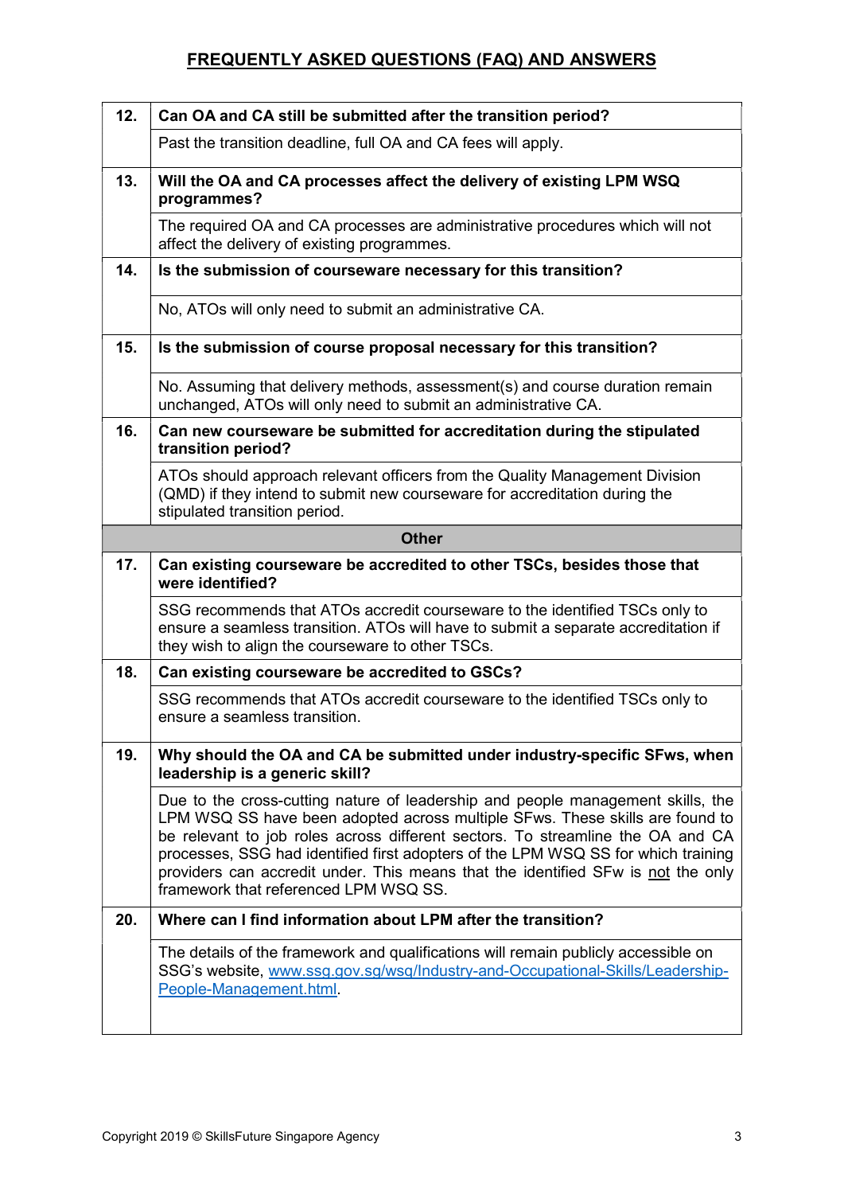## FREQUENTLY ASKED QUESTIONS (FAQ) AND ANSWERS

| | |
|---|---|
| **12.** | **Can OA and CA still be submitted after the transition period?** |
| | Past the transition deadline, full OA and CA fees will apply. |
| **13.** | **Will the OA and CA processes affect the delivery of existing LPM WSQ programmes?** |
| | The required OA and CA processes are administrative procedures which will not affect the delivery of existing programmes. |
| **14.** | **Is the submission of courseware necessary for this transition?** |
| | No, ATOs will only need to submit an administrative CA. |
| **15.** | **Is the submission of course proposal necessary for this transition?** |
| | No. Assuming that delivery methods, assessment(s) and course duration remain unchanged, ATOs will only need to submit an administrative CA. |
| **16.** | **Can new courseware be submitted for accreditation during the stipulated transition period?** |
| | ATOs should approach relevant officers from the Quality Management Division (QMD) if they intend to submit new courseware for accreditation during the stipulated transition period. |
| | **Other** |
| **17.** | **Can existing courseware be accredited to other TSCs, besides those that were identified?** |
| | SSG recommends that ATOs accredit courseware to the identified TSCs only to ensure a seamless transition. ATOs will have to submit a separate accreditation if they wish to align the courseware to other TSCs. |
| **18.** | **Can existing courseware be accredited to GSCs?** |
| | SSG recommends that ATOs accredit courseware to the identified TSCs only to ensure a seamless transition. |
| **19.** | **Why should the OA and CA be submitted under industry-specific SFws, when leadership is a generic skill?** |
| | Due to the cross-cutting nature of leadership and people management skills, the LPM WSQ SS have been adopted across multiple SFws. These skills are found to be relevant to job roles across different sectors. To streamline the OA and CA processes, SSG had identified first adopters of the LPM WSQ SS for which training providers can accredit under. This means that the identified SFw is not the only framework that referenced LPM WSQ SS. |
| **20.** | **Where can I find information about LPM after the transition?** |
| | The details of the framework and qualifications will remain publicly accessible on SSG's website, [www.ssg.gov.sg/wsq/Industry-and-Occupational-Skills/Leadership-People-Management.html](www.ssg.gov.sg/wsq/Industry-and-Occupational-Skills/Leadership-People-Management.html). |

Copyright 2019 © SkillsFuture Singapore Agency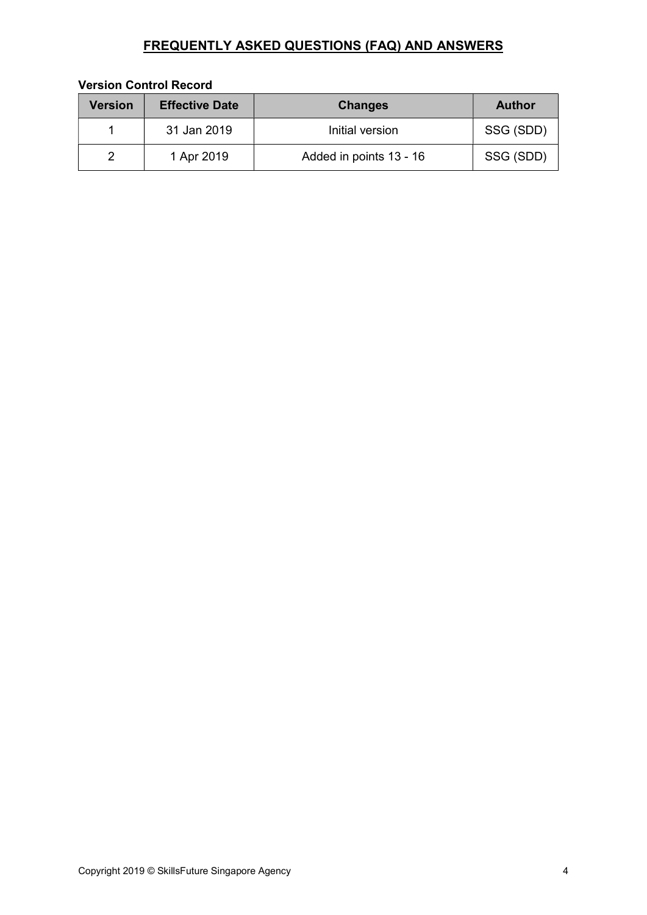# FREQUENTLY ASKED QUESTIONS (FAQ) AND ANSWERS

**Version Control Record**

| Version | Effective Date | Changes | Author |
|---|---|---|---|
| 1 | 31 Jan 2019 | Initial version | SSG (SDD) |
| 2 | 1 Apr 2019 | Added in points 13 - 16 | SSG (SDD) |

Copyright 2019 © SkillsFuture Singapore Agency